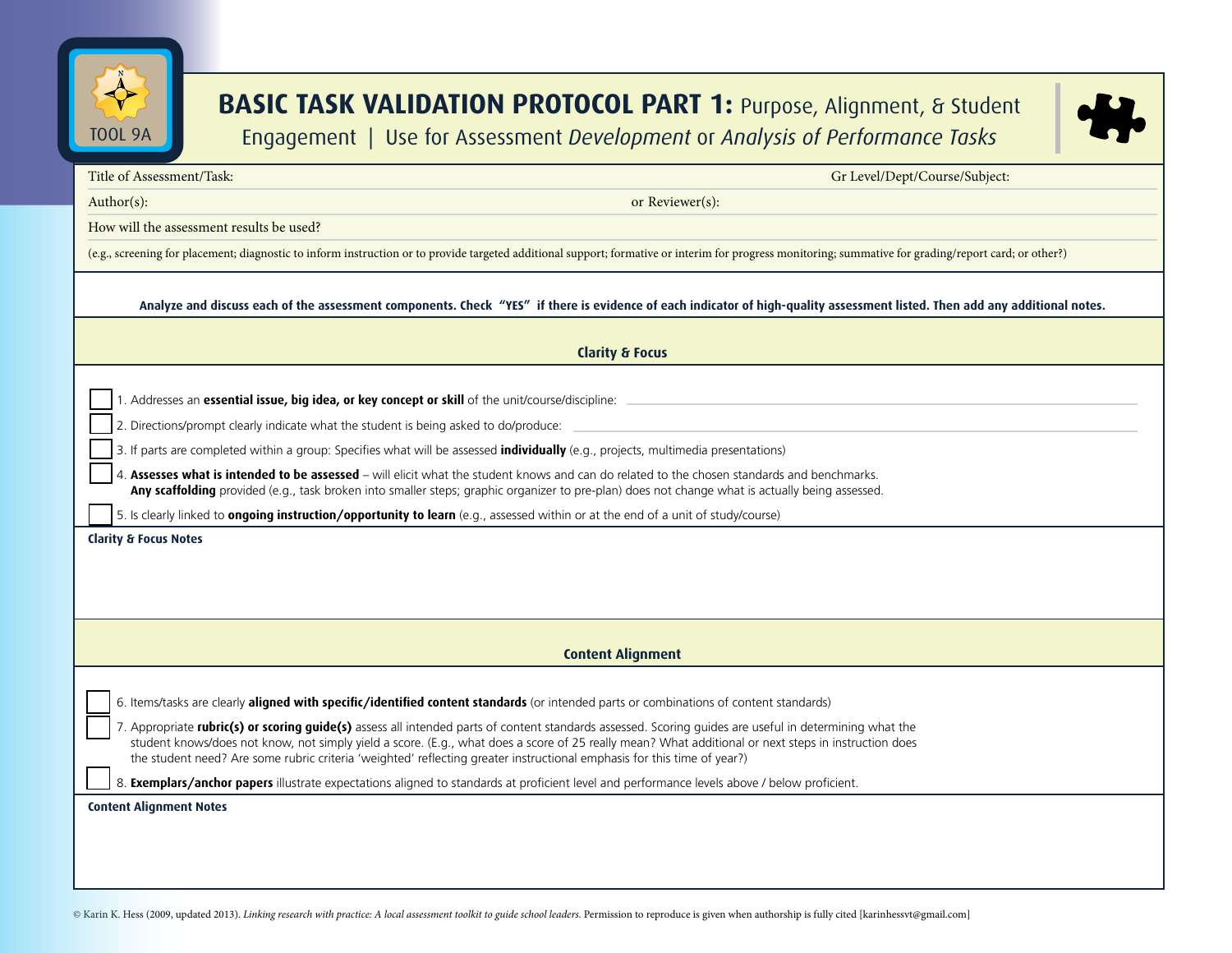TOOL 9A

# BASIC TASK VALIDATION PROTOCOL PART 1: Purpose, Alignment, & Student Engagement | Use for Assessment *Development* or *Analysis of Performance Tasks*

Title of Assessment/Task: Gr Level/Dept/Course/Subject:

Author(s): or Reviewer(s):

How will the assessment results be used?

(e.g., screening for placement; diagnostic to inform instruction or to provide targeted additional support; formative or interim for progress monitoring; summative for grading/report card; or other?)

**Analyze and discuss each of the assessment components. Check "YES" if there is evidence of each indicator of high-quality assessment listed. Then add any additional notes.**

## Clarity & Focus

- [ ] 1. Addresses an **essential issue, big idea, or key concept or skill** of the unit/course/discipline:
- [ ] 2. Directions/prompt clearly indicate what the student is being asked to do/produce:
- [ ] 3. If parts are completed within a group: Specifies what will be assessed **individually** (e.g., projects, multimedia presentations)
- [ ] 4. **Assesses what is intended to be assessed** – will elicit what the student knows and can do related to the chosen standards and benchmarks. **Any scaffolding** provided (e.g., task broken into smaller steps; graphic organizer to pre-plan) does not change what is actually being assessed.
- [ ] 5. Is clearly linked to **ongoing instruction/opportunity to learn** (e.g., assessed within or at the end of a unit of study/course)

**Clarity & Focus Notes**

## Content Alignment

- [ ] 6. Items/tasks are clearly **aligned with specific/identified content standards** (or intended parts or combinations of content standards)
- [ ] 7. Appropriate **rubric(s) or scoring guide(s)** assess all intended parts of content standards assessed. Scoring guides are useful in determining what the student knows/does not know, not simply yield a score. (E.g., what does a score of 25 really mean? What additional or next steps in instruction does the student need? Are some rubric criteria 'weighted' reflecting greater instructional emphasis for this time of year?)
- [ ] 8. **Exemplars/anchor papers** illustrate expectations aligned to standards at proficient level and performance levels above / below proficient.

**Content Alignment Notes**

© Karin K. Hess (2009, updated 2013). *Linking research with practice: A local assessment toolkit to guide school leaders.* Permission to reproduce is given when authorship is fully cited [karinhessvt@gmail.com]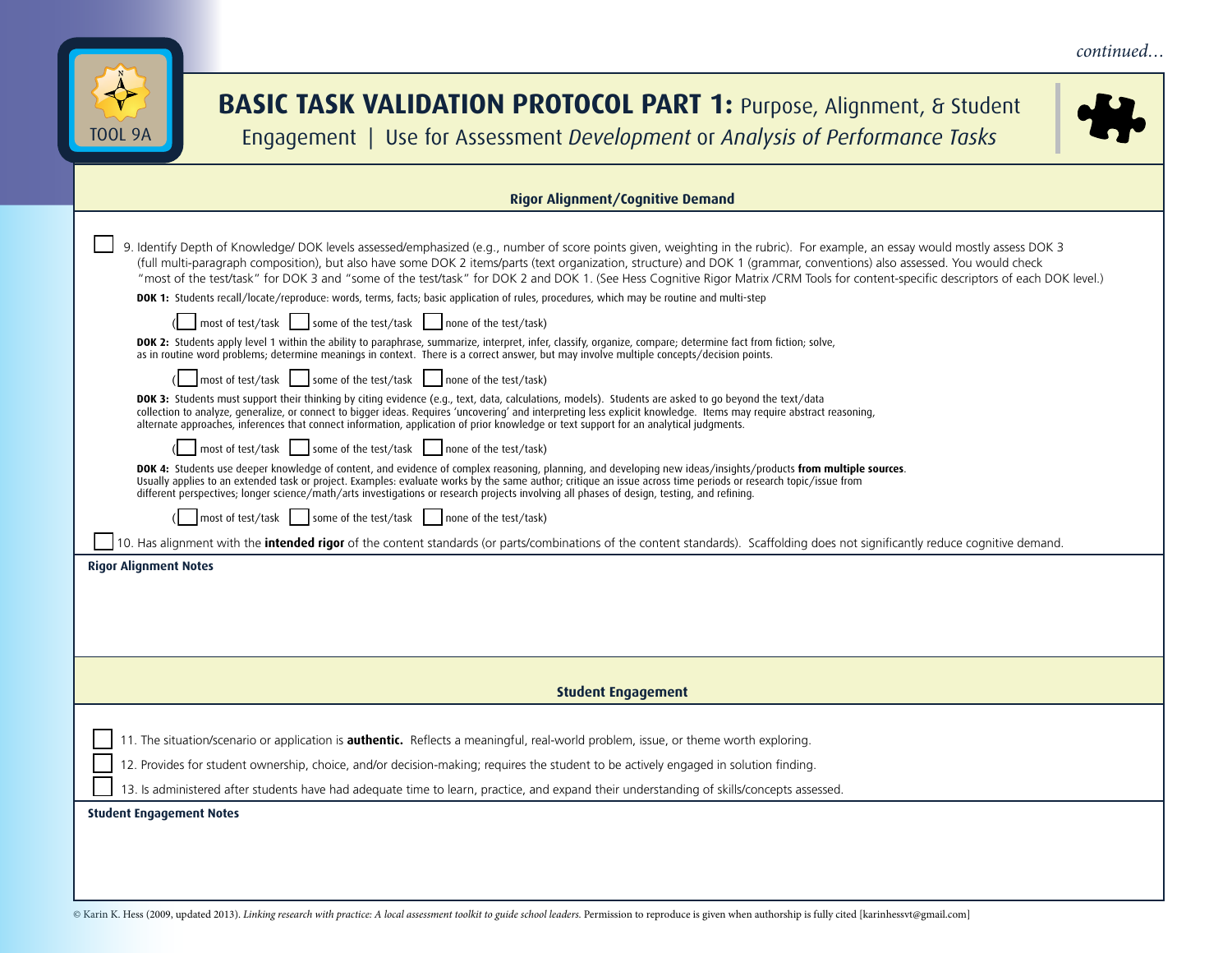*continued…*

# BASIC TASK VALIDATION PROTOCOL PART 1: Purpose, Alignment, & Student Engagement | Use for Assessment *Development* or *Analysis of Performance Tasks*

TOOL 9A

## Rigor Alignment/Cognitive Demand

☐ 9. Identify Depth of Knowledge/ DOK levels assessed/emphasized (e.g., number of score points given, weighting in the rubric). For example, an essay would mostly assess DOK 3 (full multi-paragraph composition), but also have some DOK 2 items/parts (text organization, structure) and DOK 1 (grammar, conventions) also assessed. You would check "most of the test/task" for DOK 3 and "some of the test/task" for DOK 2 and DOK 1. (See Hess Cognitive Rigor Matrix /CRM Tools for content-specific descriptors of each DOK level.)

**DOK 1:** Students recall/locate/reproduce: words, terms, facts; basic application of rules, procedures, which may be routine and multi-step

(☐ most of test/task ☐ some of the test/task ☐ none of the test/task)

**DOK 2:** Students apply level 1 within the ability to paraphrase, summarize, interpret, infer, classify, organize, compare; determine fact from fiction; solve, as in routine word problems; determine meanings in context. There is a correct answer, but may involve multiple concepts/decision points.

(☐ most of test/task ☐ some of the test/task ☐ none of the test/task)

**DOK 3:** Students must support their thinking by citing evidence (e.g., text, data, calculations, models). Students are asked to go beyond the text/data collection to analyze, generalize, or connect to bigger ideas. Requires 'uncovering' and interpreting less explicit knowledge. Items may require abstract reasoning, alternate approaches, inferences that connect information, application of prior knowledge or text support for an analytical judgments.

(☐ most of test/task ☐ some of the test/task ☐ none of the test/task)

**DOK 4:** Students use deeper knowledge of content, and evidence of complex reasoning, planning, and developing new ideas/insights/products **from multiple sources**. Usually applies to an extended task or project. Examples: evaluate works by the same author; critique an issue across time periods or research topic/issue from different perspectives; longer science/math/arts investigations or research projects involving all phases of design, testing, and refining.

(☐ most of test/task ☐ some of the test/task ☐ none of the test/task)

☐ 10. Has alignment with the **intended rigor** of the content standards (or parts/combinations of the content standards). Scaffolding does not significantly reduce cognitive demand.

**Rigor Alignment Notes**

## Student Engagement

☐ 11. The situation/scenario or application is **authentic.** Reflects a meaningful, real-world problem, issue, or theme worth exploring.

☐ 12. Provides for student ownership, choice, and/or decision-making; requires the student to be actively engaged in solution finding.

☐ 13. Is administered after students have had adequate time to learn, practice, and expand their understanding of skills/concepts assessed.

**Student Engagement Notes**

© Karin K. Hess (2009, updated 2013). *Linking research with practice: A local assessment toolkit to guide school leaders.* Permission to reproduce is given when authorship is fully cited [karinhessvt@gmail.com]